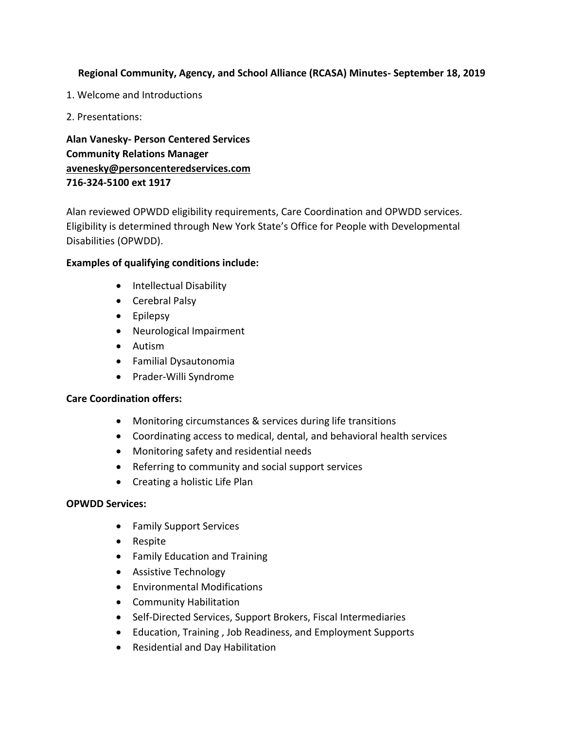# Regional Community, Agency, and School Alliance (RCASA) Minutes- September 18, 2019

1. Welcome and Introductions

2. Presentations:

**Alan Vanesky- Person Centered Services**
**Community Relations Manager**
**avenesky@personcenteredservices.com**
**716-324-5100 ext 1917**

Alan reviewed OPWDD eligibility requirements, Care Coordination and OPWDD services. Eligibility is determined through New York State's Office for People with Developmental Disabilities (OPWDD).

**Examples of qualifying conditions include:**

- Intellectual Disability
- Cerebral Palsy
- Epilepsy
- Neurological Impairment
- Autism
- Familial Dysautonomia
- Prader-Willi Syndrome

**Care Coordination offers:**

- Monitoring circumstances & services during life transitions
- Coordinating access to medical, dental, and behavioral health services
- Monitoring safety and residential needs
- Referring to community and social support services
- Creating a holistic Life Plan

**OPWDD Services:**

- Family Support Services
- Respite
- Family Education and Training
- Assistive Technology
- Environmental Modifications
- Community Habilitation
- Self-Directed Services, Support Brokers, Fiscal Intermediaries
- Education, Training , Job Readiness, and Employment Supports
- Residential and Day Habilitation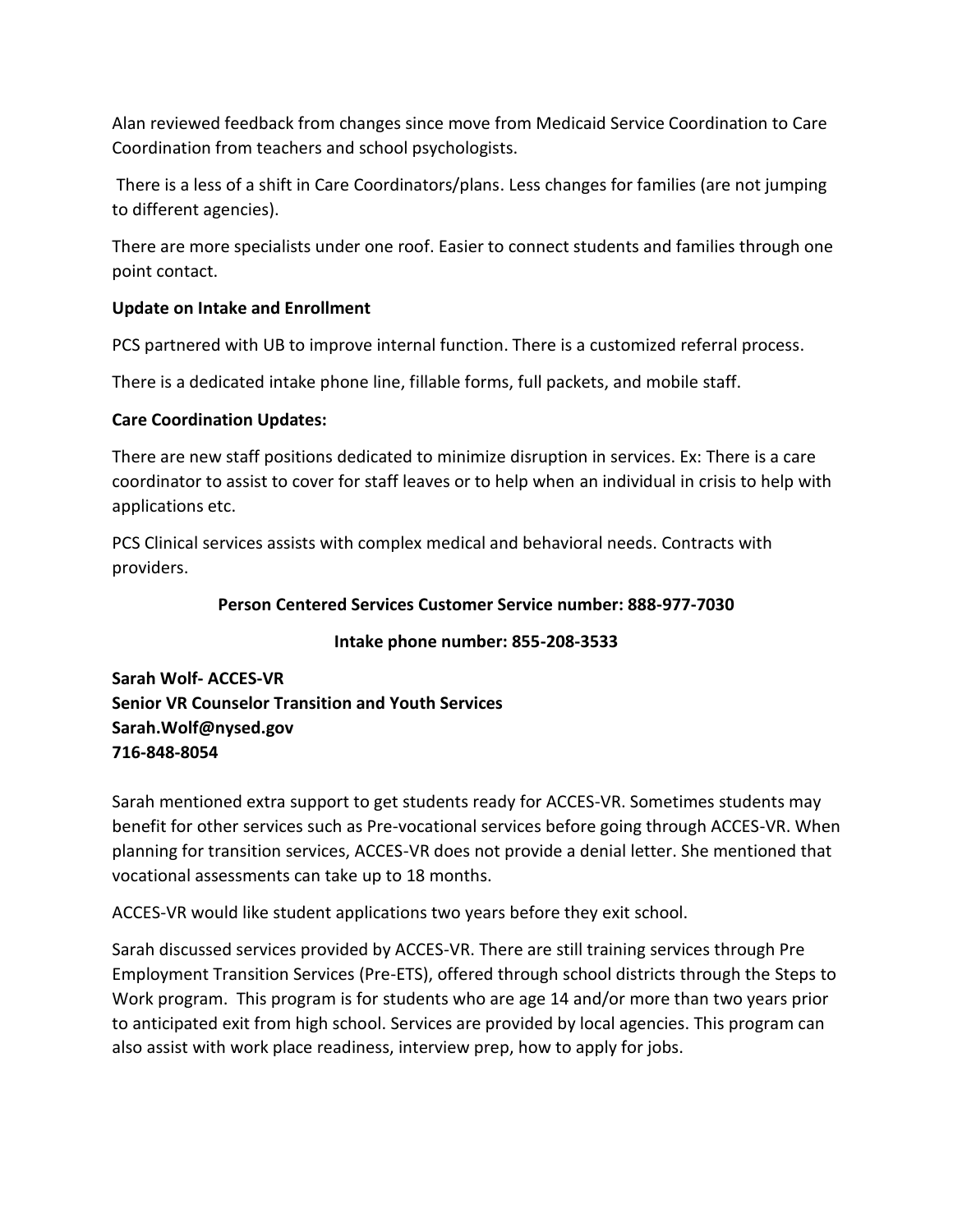Alan reviewed feedback from changes since move from Medicaid Service Coordination to Care Coordination from teachers and school psychologists.

There is a less of a shift in Care Coordinators/plans. Less changes for families (are not jumping to different agencies).

There are more specialists under one roof. Easier to connect students and families through one point contact.

**Update on Intake and Enrollment**

PCS partnered with UB to improve internal function. There is a customized referral process.

There is a dedicated intake phone line, fillable forms, full packets, and mobile staff.

**Care Coordination Updates:**

There are new staff positions dedicated to minimize disruption in services. Ex: There is a care coordinator to assist to cover for staff leaves or to help when an individual in crisis to help with applications etc.

PCS Clinical services assists with complex medical and behavioral needs. Contracts with providers.

**Person Centered Services Customer Service number: 888-977-7030**

**Intake phone number: 855-208-3533**

**Sarah Wolf- ACCES-VR**
**Senior VR Counselor Transition and Youth Services**
**Sarah.Wolf@nysed.gov**
**716-848-8054**

Sarah mentioned extra support to get students ready for ACCES-VR. Sometimes students may benefit for other services such as Pre-vocational services before going through ACCES-VR. When planning for transition services, ACCES-VR does not provide a denial letter. She mentioned that vocational assessments can take up to 18 months.

ACCES-VR would like student applications two years before they exit school.

Sarah discussed services provided by ACCES-VR. There are still training services through Pre Employment Transition Services (Pre-ETS), offered through school districts through the Steps to Work program. This program is for students who are age 14 and/or more than two years prior to anticipated exit from high school. Services are provided by local agencies. This program can also assist with work place readiness, interview prep, how to apply for jobs.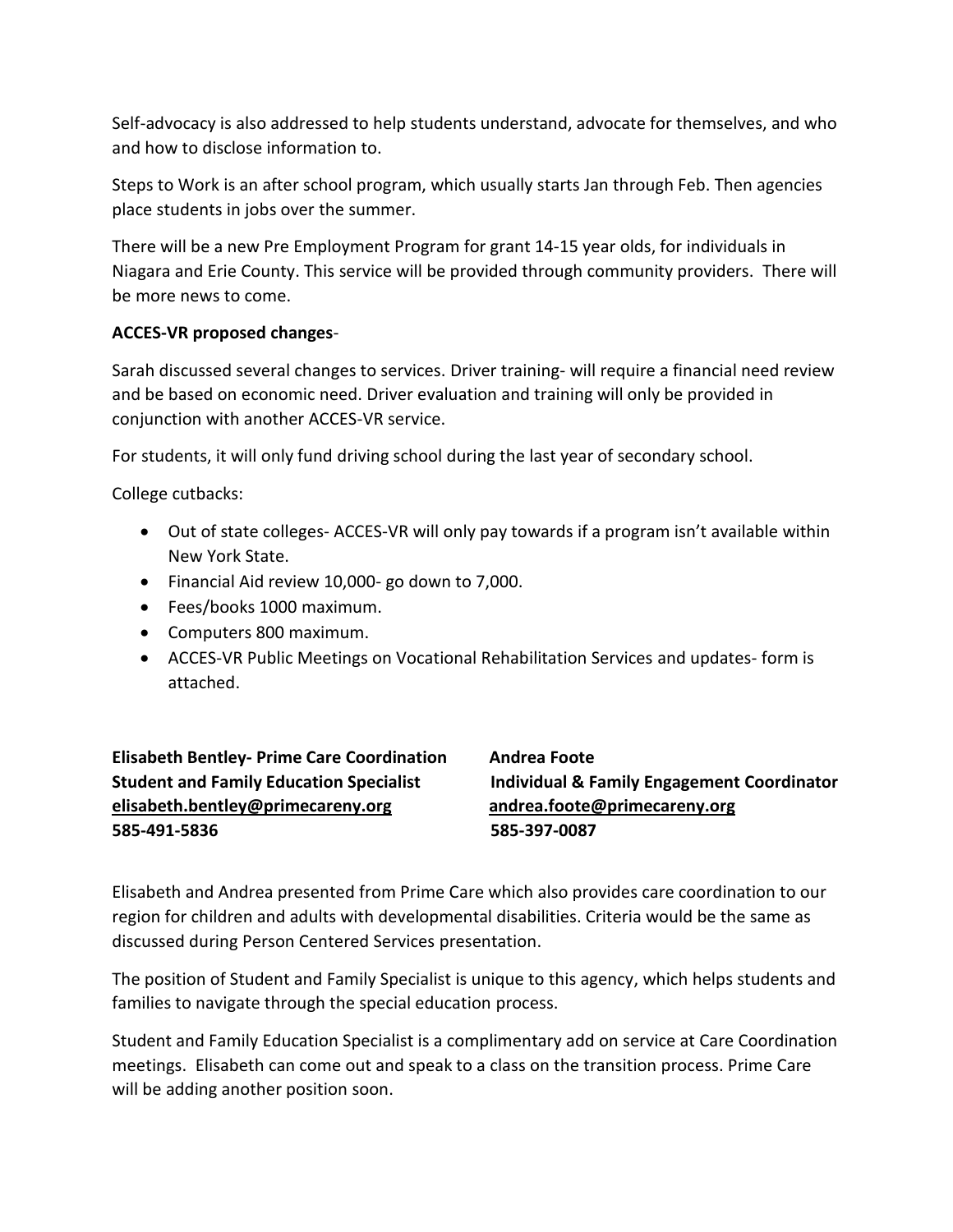Self-advocacy is also addressed to help students understand, advocate for themselves, and who and how to disclose information to.

Steps to Work is an after school program, which usually starts Jan through Feb. Then agencies place students in jobs over the summer.

There will be a new Pre Employment Program for grant 14-15 year olds, for individuals in Niagara and Erie County. This service will be provided through community providers. There will be more news to come.

**ACCES-VR proposed changes**-

Sarah discussed several changes to services. Driver training- will require a financial need review and be based on economic need. Driver evaluation and training will only be provided in conjunction with another ACCES-VR service.

For students, it will only fund driving school during the last year of secondary school.

College cutbacks:

- Out of state colleges- ACCES-VR will only pay towards if a program isn't available within New York State.
- Financial Aid review 10,000- go down to 7,000.
- Fees/books 1000 maximum.
- Computers 800 maximum.
- ACCES-VR Public Meetings on Vocational Rehabilitation Services and updates- form is attached.

**Elisabeth Bentley- Prime Care Coordination**
**Student and Family Education Specialist**
**elisabeth.bentley@primecareny.org**
**585-491-5836**

**Andrea Foote**
**Individual & Family Engagement Coordinator**
**andrea.foote@primecareny.org**
**585-397-0087**

Elisabeth and Andrea presented from Prime Care which also provides care coordination to our region for children and adults with developmental disabilities. Criteria would be the same as discussed during Person Centered Services presentation.

The position of Student and Family Specialist is unique to this agency, which helps students and families to navigate through the special education process.

Student and Family Education Specialist is a complimentary add on service at Care Coordination meetings. Elisabeth can come out and speak to a class on the transition process. Prime Care will be adding another position soon.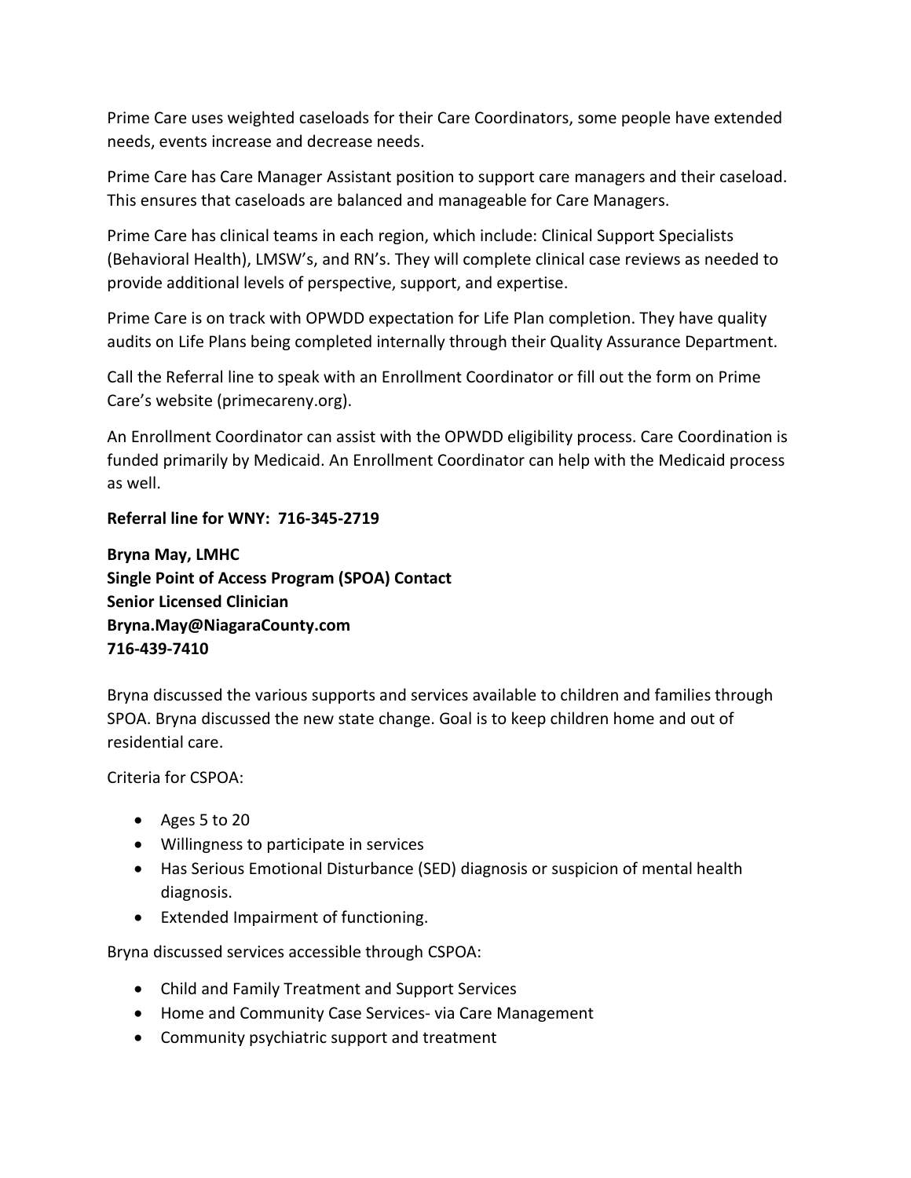Prime Care uses weighted caseloads for their Care Coordinators, some people have extended needs, events increase and decrease needs.

Prime Care has Care Manager Assistant position to support care managers and their caseload. This ensures that caseloads are balanced and manageable for Care Managers.

Prime Care has clinical teams in each region, which include: Clinical Support Specialists (Behavioral Health), LMSW's, and RN's. They will complete clinical case reviews as needed to provide additional levels of perspective, support, and expertise.

Prime Care is on track with OPWDD expectation for Life Plan completion. They have quality audits on Life Plans being completed internally through their Quality Assurance Department.

Call the Referral line to speak with an Enrollment Coordinator or fill out the form on Prime Care's website (primecareny.org).

An Enrollment Coordinator can assist with the OPWDD eligibility process. Care Coordination is funded primarily by Medicaid. An Enrollment Coordinator can help with the Medicaid process as well.

**Referral line for WNY: 716-345-2719**

**Bryna May, LMHC**
**Single Point of Access Program (SPOA) Contact**
**Senior Licensed Clinician**
**Bryna.May@NiagaraCounty.com**
**716-439-7410**

Bryna discussed the various supports and services available to children and families through SPOA. Bryna discussed the new state change. Goal is to keep children home and out of residential care.

Criteria for CSPOA:

- Ages 5 to 20
- Willingness to participate in services
- Has Serious Emotional Disturbance (SED) diagnosis or suspicion of mental health diagnosis.
- Extended Impairment of functioning.

Bryna discussed services accessible through CSPOA:

- Child and Family Treatment and Support Services
- Home and Community Case Services- via Care Management
- Community psychiatric support and treatment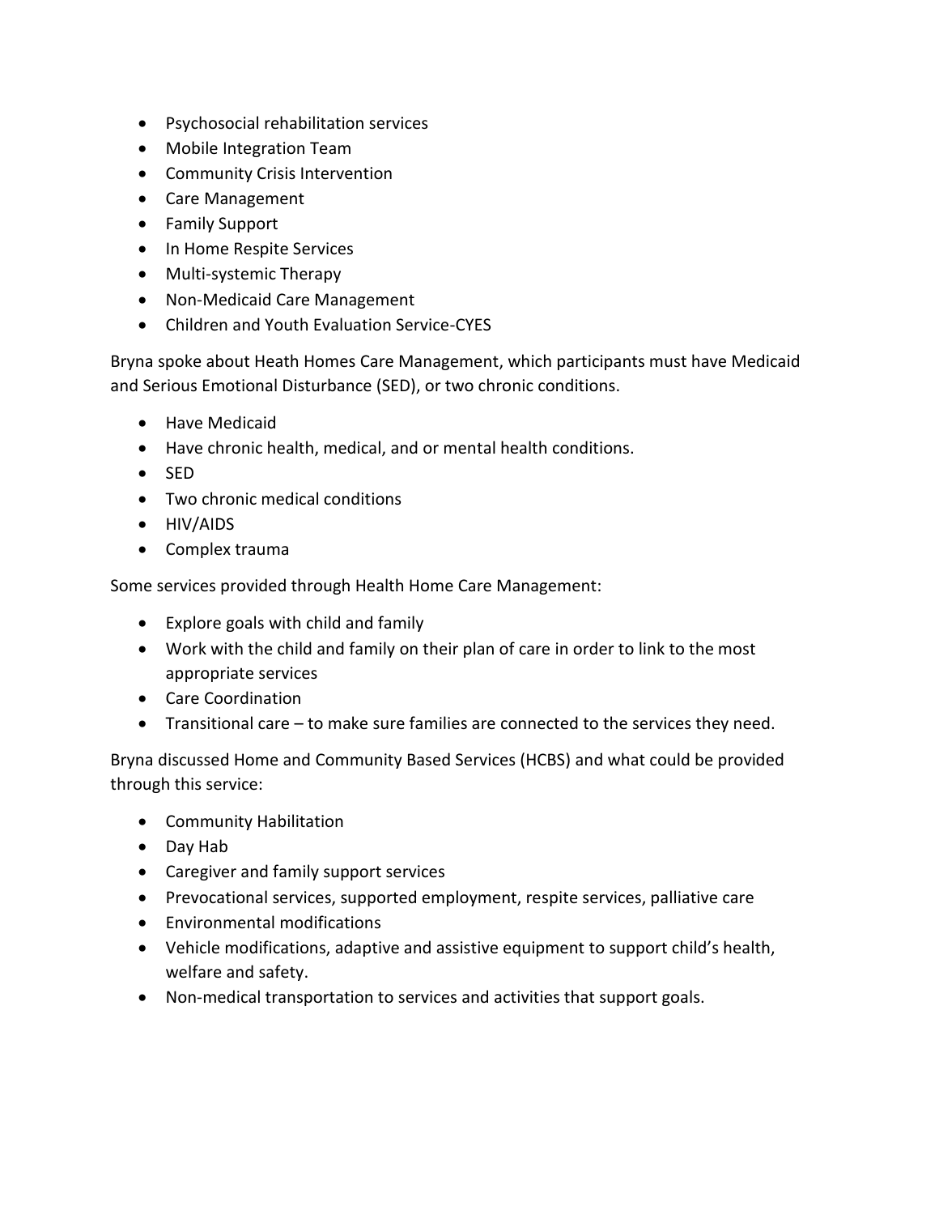- Psychosocial rehabilitation services
- Mobile Integration Team
- Community Crisis Intervention
- Care Management
- Family Support
- In Home Respite Services
- Multi-systemic Therapy
- Non-Medicaid Care Management
- Children and Youth Evaluation Service-CYES

Bryna spoke about Heath Homes Care Management, which participants must have Medicaid and Serious Emotional Disturbance (SED), or two chronic conditions.

- Have Medicaid
- Have chronic health, medical, and or mental health conditions.
- SED
- Two chronic medical conditions
- HIV/AIDS
- Complex trauma

Some services provided through Health Home Care Management:

- Explore goals with child and family
- Work with the child and family on their plan of care in order to link to the most appropriate services
- Care Coordination
- Transitional care – to make sure families are connected to the services they need.

Bryna discussed Home and Community Based Services (HCBS) and what could be provided through this service:

- Community Habilitation
- Day Hab
- Caregiver and family support services
- Prevocational services, supported employment, respite services, palliative care
- Environmental modifications
- Vehicle modifications, adaptive and assistive equipment to support child's health, welfare and safety.
- Non-medical transportation to services and activities that support goals.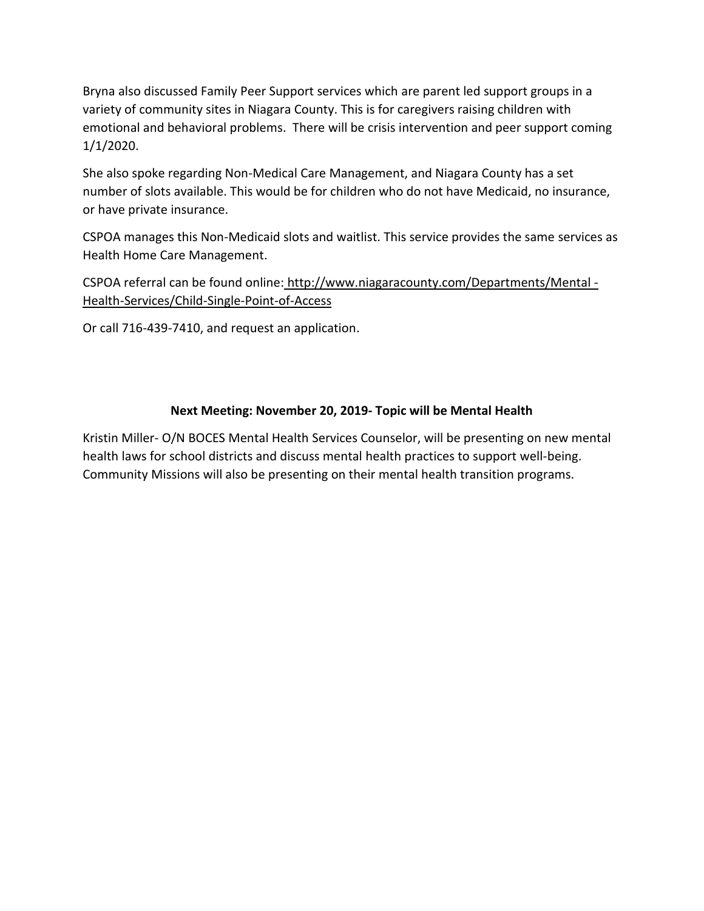Bryna also discussed Family Peer Support services which are parent led support groups in a variety of community sites in Niagara County. This is for caregivers raising children with emotional and behavioral problems.  There will be crisis intervention and peer support coming 1/1/2020.

She also spoke regarding Non-Medical Care Management, and Niagara County has a set number of slots available. This would be for children who do not have Medicaid, no insurance, or have private insurance.

CSPOA manages this Non-Medicaid slots and waitlist. This service provides the same services as Health Home Care Management.

CSPOA referral can be found online: http://www.niagaracounty.com/Departments/Mental -Health-Services/Child-Single-Point-of-Access

Or call 716-439-7410, and request an application.

**Next Meeting: November 20, 2019- Topic will be Mental Health**

Kristin Miller- O/N BOCES Mental Health Services Counselor, will be presenting on new mental health laws for school districts and discuss mental health practices to support well-being. Community Missions will also be presenting on their mental health transition programs.